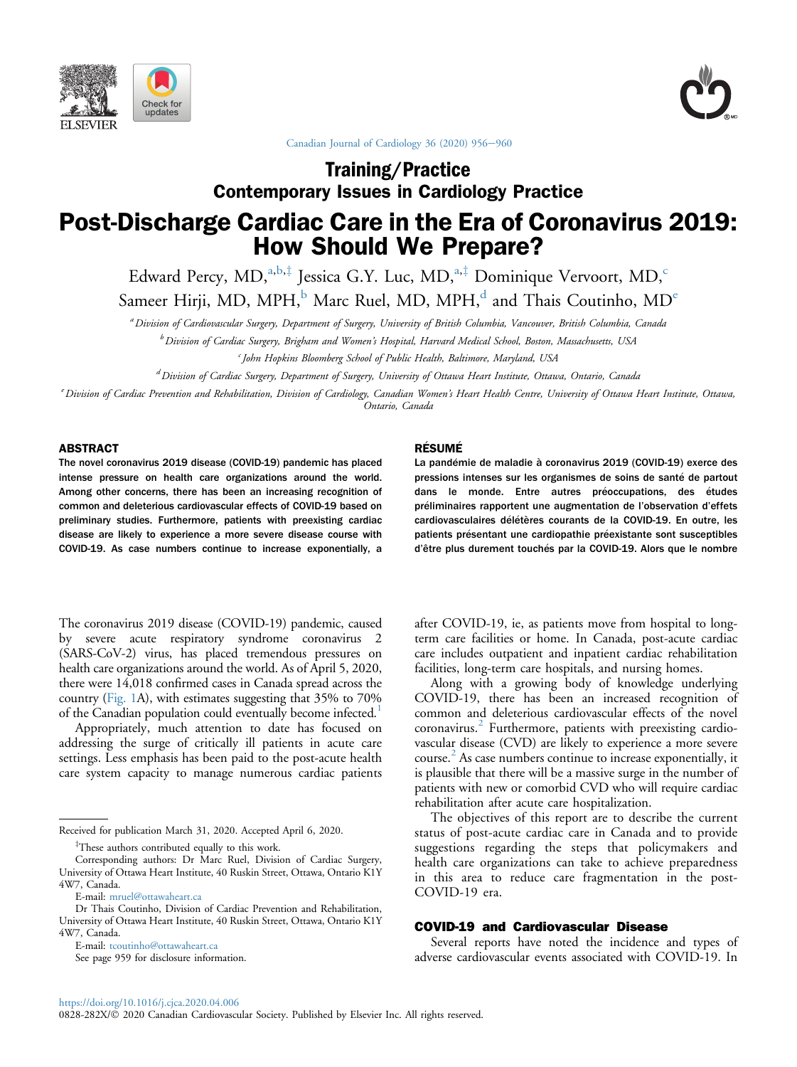Training/Practice

Contemporary Issues in Cardiology Practice

# Post-Discharge Cardiac Care in the Era of Coronavirus 2019: How Should We Prepare?

Edward Percy, MD,[a,b,‡] Jessica G.Y. Luc, MD,[a,‡] Dominique Vervoort, MD,[c] Sameer Hirji, MD, MPH,[b] Marc Ruel, MD, MPH,[d] and Thais Coutinho, MD[e]

[a] *Division of Cardiovascular Surgery, Department of Surgery, University of British Columbia, Vancouver, British Columbia, Canada*

[b] *Division of Cardiac Surgery, Brigham and Women's Hospital, Harvard Medical School, Boston, Massachusetts, USA*

[c] *John Hopkins Bloomberg School of Public Health, Baltimore, Maryland, USA*

[d] *Division of Cardiac Surgery, Department of Surgery, University of Ottawa Heart Institute, Ottawa, Ontario, Canada*

[e] *Division of Cardiac Prevention and Rehabilitation, Division of Cardiology, Canadian Women's Heart Health Centre, University of Ottawa Heart Institute, Ottawa, Ontario, Canada*

## ABSTRACT

**The novel coronavirus 2019 disease (COVID-19) pandemic has placed intense pressure on health care organizations around the world. Among other concerns, there has been an increasing recognition of common and deleterious cardiovascular effects of COVID-19 based on preliminary studies. Furthermore, patients with preexisting cardiac disease are likely to experience a more severe disease course with COVID-19. As case numbers continue to increase exponentially, a**

## RÉSUMÉ

**La pandémie de maladie à coronavirus 2019 (COVID-19) exerce des pressions intenses sur les organismes de soins de santé de partout dans le monde. Entre autres préoccupations, des études préliminaires rapportent une augmentation de l'observation d'effets cardiovasculaires délétères courants de la COVID-19. En outre, les patients présentant une cardiopathie préexistante sont susceptibles d'être plus durement touchés par la COVID-19. Alors que le nombre**

The coronavirus 2019 disease (COVID-19) pandemic, caused by severe acute respiratory syndrome coronavirus 2 (SARS-CoV-2) virus, has placed tremendous pressures on health care organizations around the world. As of April 5, 2020, there were 14,018 confirmed cases in Canada spread across the country (Fig. 1A), with estimates suggesting that 35% to 70% of the Canadian population could eventually become infected.[1]

Appropriately, much attention to date has focused on addressing the surge of critically ill patients in acute care settings. Less emphasis has been paid to the post-acute health care system capacity to manage numerous cardiac patients after COVID-19, ie, as patients move from hospital to long-term care facilities or home. In Canada, post-acute cardiac care includes outpatient and inpatient cardiac rehabilitation facilities, long-term care hospitals, and nursing homes.

Along with a growing body of knowledge underlying COVID-19, there has been an increased recognition of common and deleterious cardiovascular effects of the novel coronavirus.[2] Furthermore, patients with preexisting cardiovascular disease (CVD) are likely to experience a more severe course.[2] As case numbers continue to increase exponentially, it is plausible that there will be a massive surge in the number of patients with new or comorbid CVD who will require cardiac rehabilitation after acute care hospitalization.

The objectives of this report are to describe the current status of post-acute cardiac care in Canada and to provide suggestions regarding the steps that policymakers and health care organizations can take to achieve preparedness in this area to reduce care fragmentation in the post-COVID-19 era.

## COVID-19 and Cardiovascular Disease

Several reports have noted the incidence and types of adverse cardiovascular events associated with COVID-19. In

---

Received for publication March 31, 2020. Accepted April 6, 2020.

[‡] These authors contributed equally to this work.

Corresponding authors: Dr Marc Ruel, Division of Cardiac Surgery, University of Ottawa Heart Institute, 40 Ruskin Street, Ottawa, Ontario K1Y 4W7, Canada.

E-mail: mruel@ottawaheart.ca

Dr Thais Coutinho, Division of Cardiac Prevention and Rehabilitation, University of Ottawa Heart Institute, 40 Ruskin Street, Ottawa, Ontario K1Y 4W7, Canada.

E-mail: tcoutinho@ottawaheart.ca

See page 959 for disclosure information.

https://doi.org/10.1016/j.cjca.2020.04.006

0828-282X/© 2020 Canadian Cardiovascular Society. Published by Elsevier Inc. All rights reserved.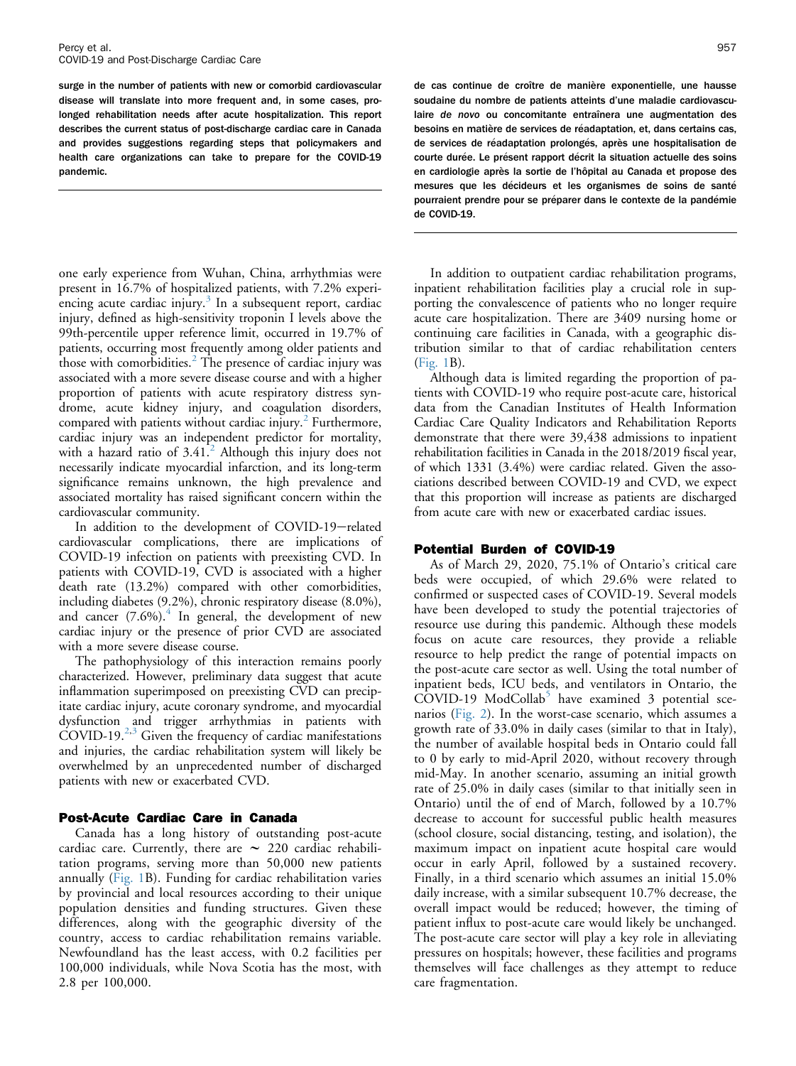**surge in the number of patients with new or comorbid cardiovascular disease will translate into more frequent and, in some cases, prolonged rehabilitation needs after acute hospitalization. This report describes the current status of post-discharge cardiac care in Canada and provides suggestions regarding steps that policymakers and health care organizations can take to prepare for the COVID-19 pandemic.**

**de cas continue de croître de manière exponentielle, une hausse soudaine du nombre de patients atteints d'une maladie cardiovasculaire *de novo* ou concomitante entraînera une augmentation des besoins en matière de services de réadaptation, et, dans certains cas, de services de réadaptation prolongés, après une hospitalisation de courte durée. Le présent rapport décrit la situation actuelle des soins en cardiologie après la sortie de l'hôpital au Canada et propose des mesures que les décideurs et les organismes de soins de santé pourraient prendre pour se préparer dans le contexte de la pandémie de COVID-19.**

one early experience from Wuhan, China, arrhythmias were present in 16.7% of hospitalized patients, with 7.2% experiencing acute cardiac injury.[3] In a subsequent report, cardiac injury, defined as high-sensitivity troponin I levels above the 99th-percentile upper reference limit, occurred in 19.7% of patients, occurring most frequently among older patients and those with comorbidities.[2] The presence of cardiac injury was associated with a more severe disease course and with a higher proportion of patients with acute respiratory distress syndrome, acute kidney injury, and coagulation disorders, compared with patients without cardiac injury.[2] Furthermore, cardiac injury was an independent predictor for mortality, with a hazard ratio of 3.41.[2] Although this injury does not necessarily indicate myocardial infarction, and its long-term significance remains unknown, the high prevalence and associated mortality has raised significant concern within the cardiovascular community.

In addition to the development of COVID-19–related cardiovascular complications, there are implications of COVID-19 infection on patients with preexisting CVD. In patients with COVID-19, CVD is associated with a higher death rate (13.2%) compared with other comorbidities, including diabetes (9.2%), chronic respiratory disease (8.0%), and cancer (7.6%).[4] In general, the development of new cardiac injury or the presence of prior CVD are associated with a more severe disease course.

The pathophysiology of this interaction remains poorly characterized. However, preliminary data suggest that acute inflammation superimposed on preexisting CVD can precipitate cardiac injury, acute coronary syndrome, and myocardial dysfunction and trigger arrhythmias in patients with COVID-19.[2,3] Given the frequency of cardiac manifestations and injuries, the cardiac rehabilitation system will likely be overwhelmed by an unprecedented number of discharged patients with new or exacerbated CVD.

## Post-Acute Cardiac Care in Canada

Canada has a long history of outstanding post-acute cardiac care. Currently, there are ~ 220 cardiac rehabilitation programs, serving more than 50,000 new patients annually (Fig. 1B). Funding for cardiac rehabilitation varies by provincial and local resources according to their unique population densities and funding structures. Given these differences, along with the geographic diversity of the country, access to cardiac rehabilitation remains variable. Newfoundland has the least access, with 0.2 facilities per 100,000 individuals, while Nova Scotia has the most, with 2.8 per 100,000.

In addition to outpatient cardiac rehabilitation programs, inpatient rehabilitation facilities play a crucial role in supporting the convalescence of patients who no longer require acute care hospitalization. There are 3409 nursing home or continuing care facilities in Canada, with a geographic distribution similar to that of cardiac rehabilitation centers (Fig. 1B).

Although data is limited regarding the proportion of patients with COVID-19 who require post-acute care, historical data from the Canadian Institutes of Health Information Cardiac Care Quality Indicators and Rehabilitation Reports demonstrate that there were 39,438 admissions to inpatient rehabilitation facilities in Canada in the 2018/2019 fiscal year, of which 1331 (3.4%) were cardiac related. Given the associations described between COVID-19 and CVD, we expect that this proportion will increase as patients are discharged from acute care with new or exacerbated cardiac issues.

## Potential Burden of COVID-19

As of March 29, 2020, 75.1% of Ontario's critical care beds were occupied, of which 29.6% were related to confirmed or suspected cases of COVID-19. Several models have been developed to study the potential trajectories of resource use during this pandemic. Although these models focus on acute care resources, they provide a reliable resource to help predict the range of potential impacts on the post-acute care sector as well. Using the total number of inpatient beds, ICU beds, and ventilators in Ontario, the COVID-19 ModCollab[5] have examined 3 potential scenarios (Fig. 2). In the worst-case scenario, which assumes a growth rate of 33.0% in daily cases (similar to that in Italy), the number of available hospital beds in Ontario could fall to 0 by early to mid-April 2020, without recovery through mid-May. In another scenario, assuming an initial growth rate of 25.0% in daily cases (similar to that initially seen in Ontario) until the of end of March, followed by a 10.7% decrease to account for successful public health measures (school closure, social distancing, testing, and isolation), the maximum impact on inpatient acute hospital care would occur in early April, followed by a sustained recovery. Finally, in a third scenario which assumes an initial 15.0% daily increase, with a similar subsequent 10.7% decrease, the overall impact would be reduced; however, the timing of patient influx to post-acute care would likely be unchanged. The post-acute care sector will play a key role in alleviating pressures on hospitals; however, these facilities and programs themselves will face challenges as they attempt to reduce care fragmentation.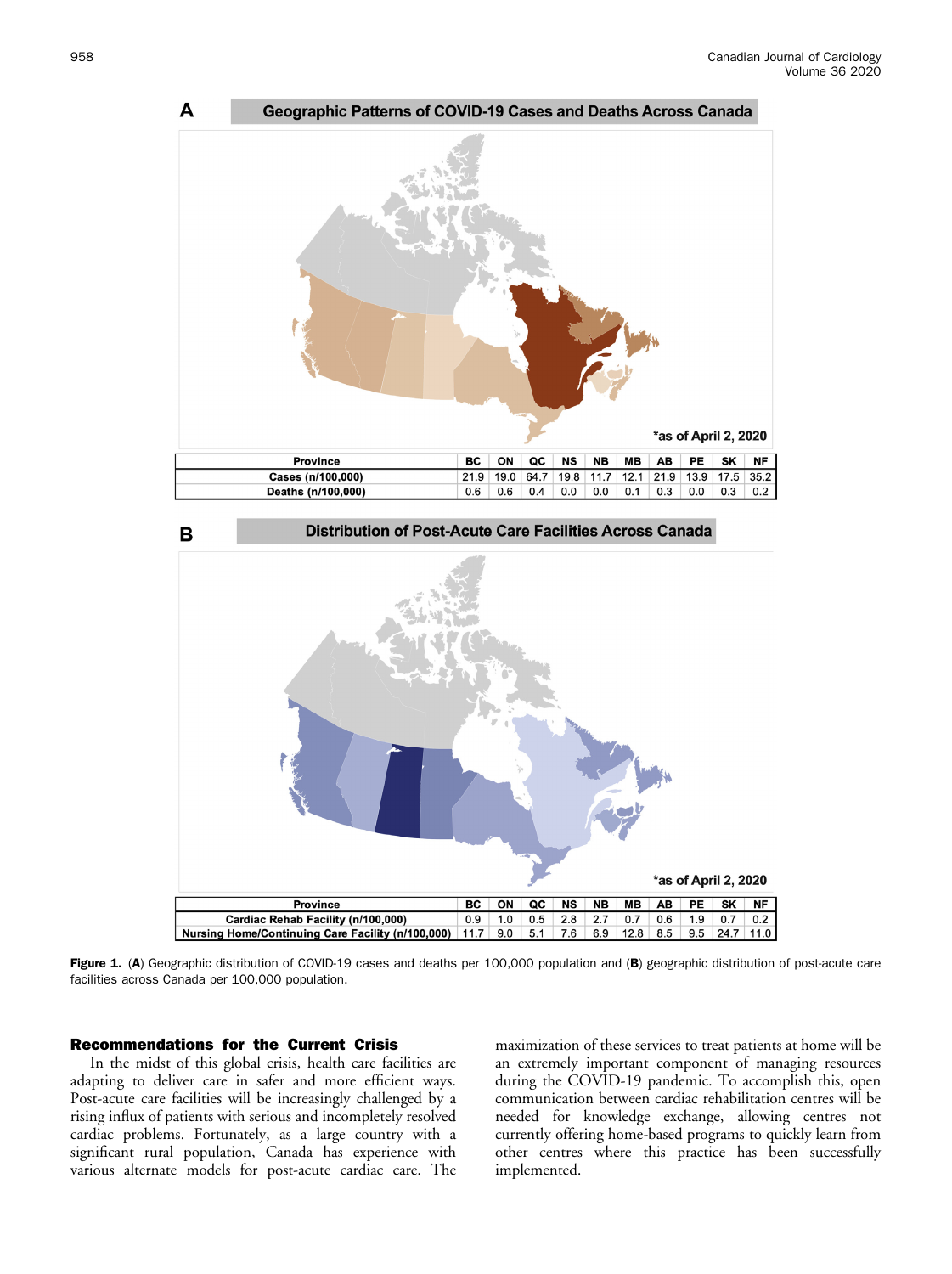**A** Geographic Patterns of COVID-19 Cases and Deaths Across Canada

*as of April 2, 2020

| Province | BC | ON | QC | NS | NB | MB | AB | PE | SK | NF |
|---|---|---|---|---|---|---|---|---|---|---|
| Cases (n/100,000) | 21.9 | 19.0 | 64.7 | 19.8 | 11.7 | 12.1 | 21.9 | 13.9 | 17.5 | 35.2 |
| Deaths (n/100,000) | 0.6 | 0.6 | 0.4 | 0.0 | 0.0 | 0.1 | 0.3 | 0.0 | 0.3 | 0.2 |

**B** Distribution of Post-Acute Care Facilities Across Canada

*as of April 2, 2020

| Province | BC | ON | QC | NS | NB | MB | AB | PE | SK | NF |
|---|---|---|---|---|---|---|---|---|---|---|
| Cardiac Rehab Facility (n/100,000) | 0.9 | 1.0 | 0.5 | 2.8 | 2.7 | 0.7 | 0.6 | 1.9 | 0.7 | 0.2 |
| Nursing Home/Continuing Care Facility (n/100,000) | 11.7 | 9.0 | 5.1 | 7.6 | 6.9 | 12.8 | 8.5 | 9.5 | 24.7 | 11.0 |

**Figure 1.** (**A**) Geographic distribution of COVID-19 cases and deaths per 100,000 population and (**B**) geographic distribution of post-acute care facilities across Canada per 100,000 population.

## Recommendations for the Current Crisis

In the midst of this global crisis, health care facilities are adapting to deliver care in safer and more efficient ways. Post-acute care facilities will be increasingly challenged by a rising influx of patients with serious and incompletely resolved cardiac problems. Fortunately, as a large country with a significant rural population, Canada has experience with various alternate models for post-acute cardiac care. The maximization of these services to treat patients at home will be an extremely important component of managing resources during the COVID-19 pandemic. To accomplish this, open communication between cardiac rehabilitation centres will be needed for knowledge exchange, allowing centres not currently offering home-based programs to quickly learn from other centres where this practice has been successfully implemented.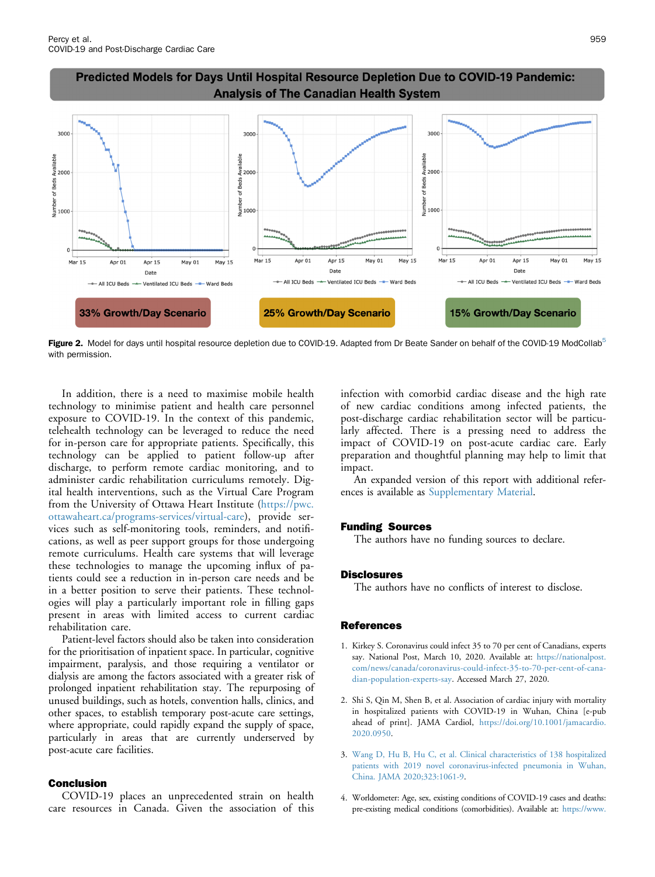Predicted Models for Days Until Hospital Resource Depletion Due to COVID-19 Pandemic: Analysis of The Canadian Health System

33% Growth/Day Scenario — 25% Growth/Day Scenario — 15% Growth/Day Scenario

**Figure 2.** Model for days until hospital resource depletion due to COVID-19. Adapted from Dr Beate Sander on behalf of the COVID-19 ModCollab[5] with permission.

In addition, there is a need to maximise mobile health technology to minimise patient and health care personnel exposure to COVID-19. In the context of this pandemic, telehealth technology can be leveraged to reduce the need for in-person care for appropriate patients. Specifically, this technology can be applied to patient follow-up after discharge, to perform remote cardiac monitoring, and to administer cardiac rehabilitation curriculums remotely. Digital health interventions, such as the Virtual Care Program from the University of Ottawa Heart Institute (https://pwc.ottawaheart.ca/programs-services/virtual-care), provide services such as self-monitoring tools, reminders, and notifications, as well as peer support groups for those undergoing remote curriculums. Health care systems that will leverage these technologies to manage the upcoming influx of patients could see a reduction in in-person care needs and be in a better position to serve their patients. These technologies will play a particularly important role in filling gaps present in areas with limited access to current cardiac rehabilitation care.

Patient-level factors should also be taken into consideration for the prioritisation of inpatient space. In particular, cognitive impairment, paralysis, and those requiring a ventilator or dialysis are among the factors associated with a greater risk of prolonged inpatient rehabilitation stay. The repurposing of unused buildings, such as hotels, convention halls, clinics, and other spaces, to establish temporary post-acute care settings, where appropriate, could rapidly expand the supply of space, particularly in areas that are currently underserved by post-acute care facilities.

## Conclusion

COVID-19 places an unprecedented strain on health care resources in Canada. Given the association of this infection with comorbid cardiac disease and the high rate of new cardiac conditions among infected patients, the post-discharge cardiac rehabilitation sector will be particularly affected. There is a pressing need to address the impact of COVID-19 on post-acute cardiac care. Early preparation and thoughtful planning may help to limit that impact.

An expanded version of this report with additional references is available as Supplementary Material.

## Funding Sources

The authors have no funding sources to declare.

## Disclosures

The authors have no conflicts of interest to disclose.

## References

1. Kirkey S. Coronavirus could infect 35 to 70 per cent of Canadians, experts say. National Post, March 10, 2020. Available at: https://nationalpost.com/news/canada/coronavirus-could-infect-35-to-70-per-cent-of-canadian-population-experts-say. Accessed March 27, 2020.

2. Shi S, Qin M, Shen B, et al. Association of cardiac injury with mortality in hospitalized patients with COVID-19 in Wuhan, China [e-pub ahead of print]. JAMA Cardiol, https://doi.org/10.1001/jamacardio.2020.0950.

3. Wang D, Hu B, Hu C, et al. Clinical characteristics of 138 hospitalized patients with 2019 novel coronavirus-infected pneumonia in Wuhan, China. JAMA 2020;323:1061-9.

4. Worldometer: Age, sex, existing conditions of COVID-19 cases and deaths: pre-existing medical conditions (comorbidities). Available at: https://www.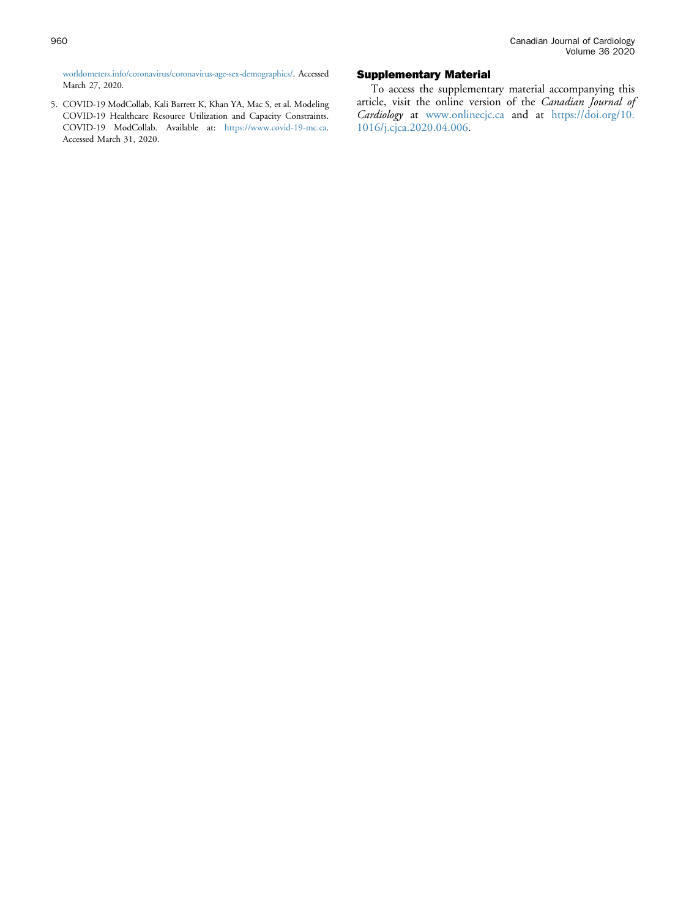worldometers.info/coronavirus/coronavirus-age-sex-demographics/. Accessed March 27, 2020.

5. COVID-19 ModCollab, Kali Barrett K, Khan YA, Mac S, et al. Modeling COVID-19 Healthcare Resource Utilization and Capacity Constraints. COVID-19 ModCollab. Available at: https://www.covid-19-mc.ca. Accessed March 31, 2020.

## Supplementary Material

To access the supplementary material accompanying this article, visit the online version of the *Canadian Journal of Cardiology* at www.onlinecjc.ca and at https://doi.org/10.1016/j.cjca.2020.04.006.